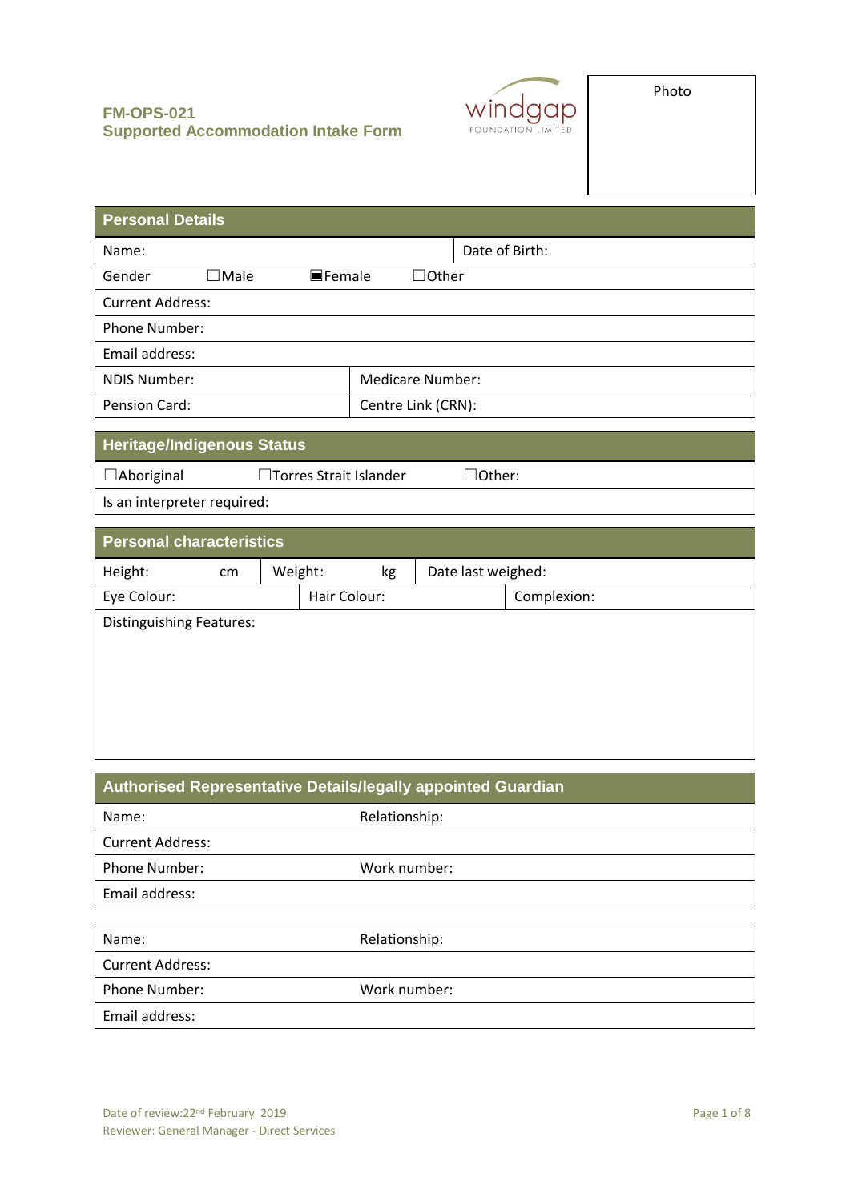**FM-OPS-021**
**Supported Accommodation Intake Form**

windgap FOUNDATION LIMITED

Photo

## Personal Details

| | | | |
|---|---|---|---|
| Name: | | Date of Birth: | |
| Gender | ☐Male | ■Female | ☐Other |
| Current Address: | | | |
| Phone Number: | | | |
| Email address: | | | |
| NDIS Number: | | Medicare Number: | |
| Pension Card: | | Centre Link (CRN): | |

## Heritage/Indigenous Status

| | | |
|---|---|---|
| ☐Aboriginal | ☐Torres Strait Islander | ☐Other: |
| Is an interpreter required: | | |

## Personal characteristics

| | | |
|---|---|---|
| Height: cm | Weight: kg | Date last weighed: |
| Eye Colour: | Hair Colour: | Complexion: |
| Distinguishing Features: | | |

## Authorised Representative Details/legally appointed Guardian

| | |
|---|---|
| Name: | Relationship: |
| Current Address: | |
| Phone Number: | Work number: |
| Email address: | |

| | |
|---|---|
| Name: | Relationship: |
| Current Address: | |
| Phone Number: | Work number: |
| Email address: | |

Date of review:22nd February 2019
Reviewer: General Manager - Direct Services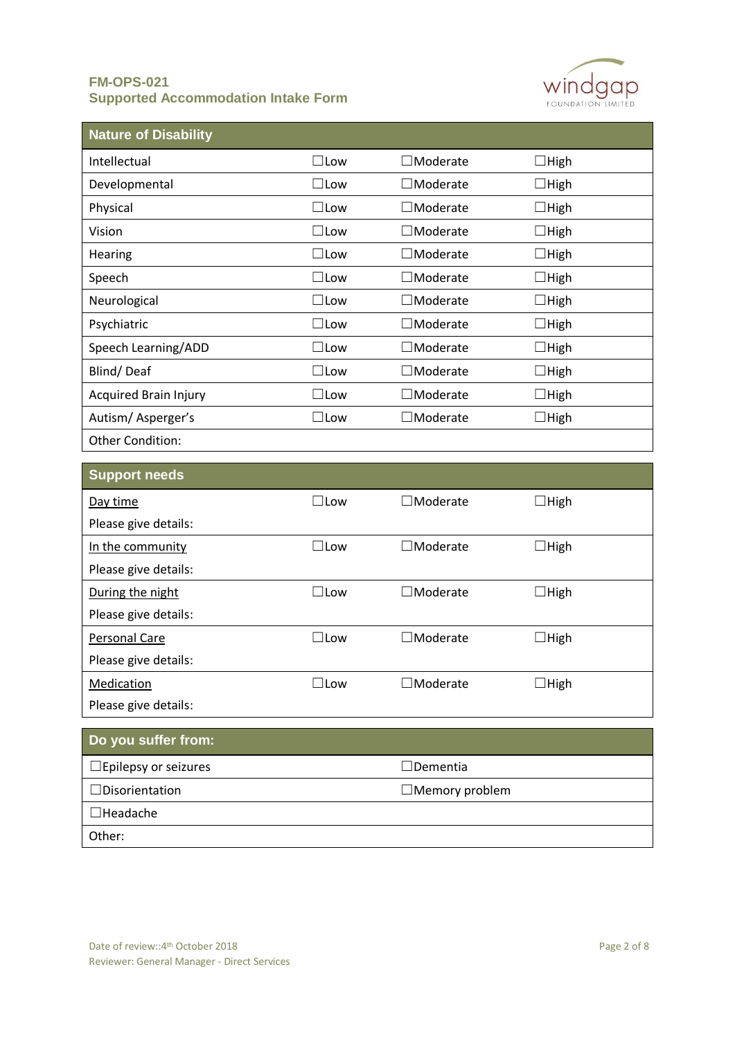| Nature of Disability | | | |
|---|---|---|---|
| Intellectual | ☐Low | ☐Moderate | ☐High |
| Developmental | ☐Low | ☐Moderate | ☐High |
| Physical | ☐Low | ☐Moderate | ☐High |
| Vision | ☐Low | ☐Moderate | ☐High |
| Hearing | ☐Low | ☐Moderate | ☐High |
| Speech | ☐Low | ☐Moderate | ☐High |
| Neurological | ☐Low | ☐Moderate | ☐High |
| Psychiatric | ☐Low | ☐Moderate | ☐High |
| Speech Learning/ADD | ☐Low | ☐Moderate | ☐High |
| Blind/ Deaf | ☐Low | ☐Moderate | ☐High |
| Acquired Brain Injury | ☐Low | ☐Moderate | ☐High |
| Autism/ Asperger's | ☐Low | ☐Moderate | ☐High |
| Other Condition: | | | |

| Support needs | | | |
|---|---|---|---|
| <u>Day time</u> | ☐Low | ☐Moderate | ☐High |
| Please give details: | | | |
| <u>In the community</u> | ☐Low | ☐Moderate | ☐High |
| Please give details: | | | |
| <u>During the night</u> | ☐Low | ☐Moderate | ☐High |
| Please give details: | | | |
| <u>Personal Care</u> | ☐Low | ☐Moderate | ☐High |
| Please give details: | | | |
| <u>Medication</u> | ☐Low | ☐Moderate | ☐High |
| Please give details: | | | |

| Do you suffer from: | |
|---|---|
| ☐Epilepsy or seizures | ☐Dementia |
| ☐Disorientation | ☐Memory problem |
| ☐Headache | |
| Other: | |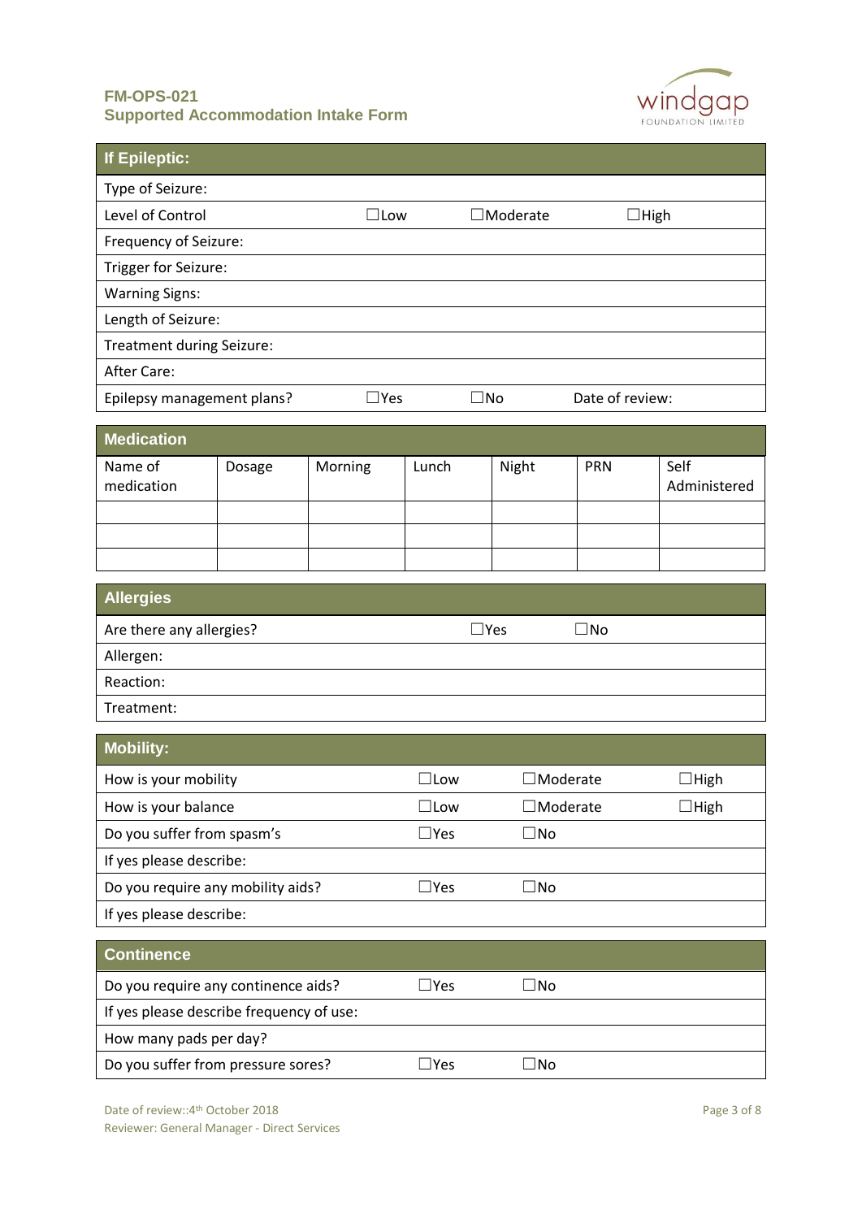| If Epileptic: | | | |
|---|---|---|---|
| Type of Seizure: | | | |
| Level of Control | ☐Low | ☐Moderate | ☐High |
| Frequency of Seizure: | | | |
| Trigger for Seizure: | | | |
| Warning Signs: | | | |
| Length of Seizure: | | | |
| Treatment during Seizure: | | | |
| After Care: | | | |
| Epilepsy management plans? | ☐Yes | ☐No | Date of review: |

| Medication | | | | | | |
|---|---|---|---|---|---|---|
| Name of medication | Dosage | Morning | Lunch | Night | PRN | Self Administered |
| | | | | | | |
| | | | | | | |
| | | | | | | |

| Allergies | | |
|---|---|---|
| Are there any allergies? | ☐Yes | ☐No |
| Allergen: | | |
| Reaction: | | |
| Treatment: | | |

| Mobility: | | | |
|---|---|---|---|
| How is your mobility | ☐Low | ☐Moderate | ☐High |
| How is your balance | ☐Low | ☐Moderate | ☐High |
| Do you suffer from spasm's | ☐Yes | ☐No | |
| If yes please describe: | | | |
| Do you require any mobility aids? | ☐Yes | ☐No | |
| If yes please describe: | | | |

| Continence | | |
|---|---|---|
| Do you require any continence aids? | ☐Yes | ☐No |
| If yes please describe frequency of use: | | |
| How many pads per day? | | |
| Do you suffer from pressure sores? | ☐Yes | ☐No |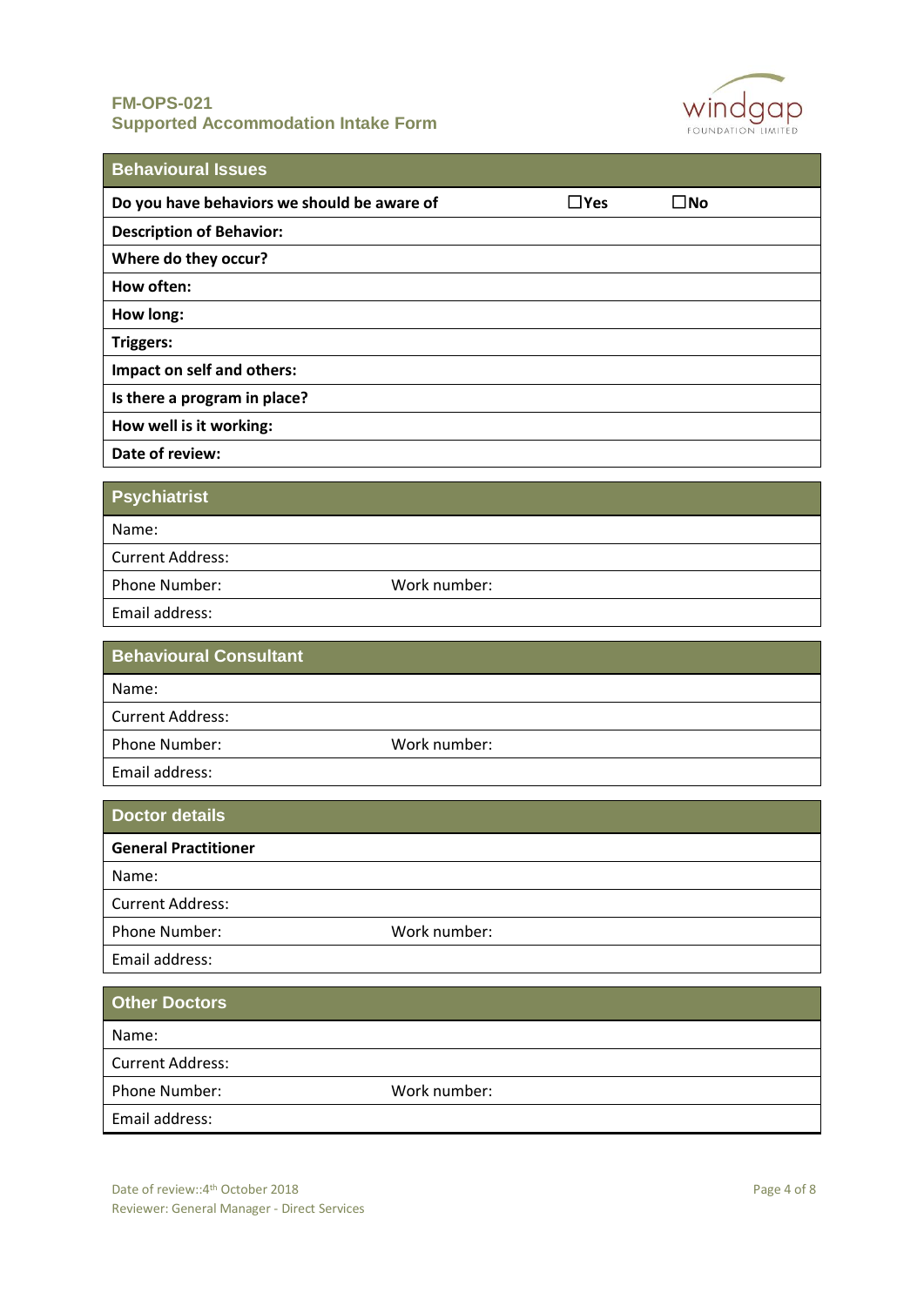| Behavioural Issues | | |
|---|---|---|
| **Do you have behaviors we should be aware of** | ☐**Yes** | ☐**No** |
| **Description of Behavior:** | | |
| **Where do they occur?** | | |
| **How often:** | | |
| **How long:** | | |
| **Triggers:** | | |
| **Impact on self and others:** | | |
| **Is there a program in place?** | | |
| **How well is it working:** | | |
| **Date of review:** | | |

| Psychiatrist | |
|---|---|
| Name: | |
| Current Address: | |
| Phone Number: | Work number: |
| Email address: | |

| Behavioural Consultant | |
|---|---|
| Name: | |
| Current Address: | |
| Phone Number: | Work number: |
| Email address: | |

| Doctor details | |
|---|---|
| **General Practitioner** | |
| Name: | |
| Current Address: | |
| Phone Number: | Work number: |
| Email address: | |

| Other Doctors | |
|---|---|
| Name: | |
| Current Address: | |
| Phone Number: | Work number: |
| Email address: | |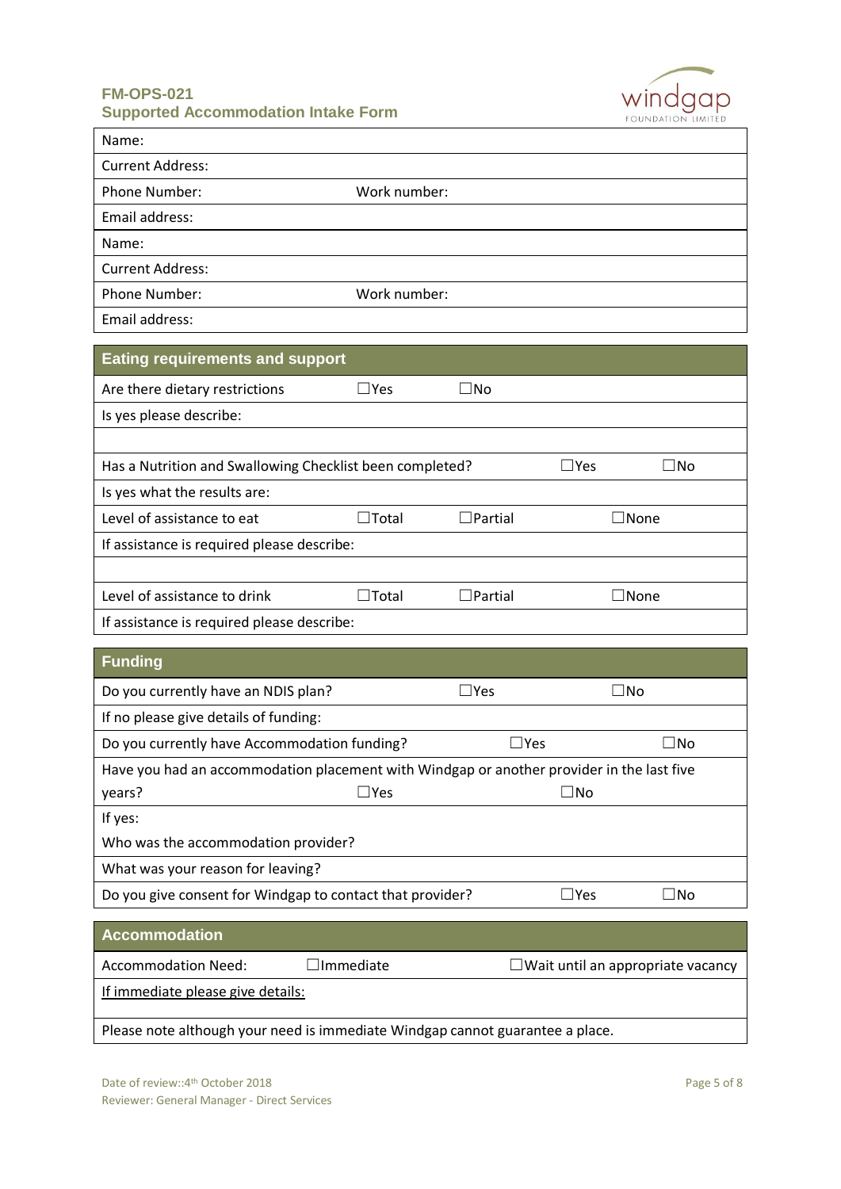**FM-OPS-021**
**Supported Accommodation Intake Form**

| Name: | |
|---|---|
| Current Address: | |
| Phone Number: | Work number: |
| Email address: | |
| Name: | |
| Current Address: | |
| Phone Number: | Work number: |
| Email address: | |

## Eating requirements and support

| | | | |
|---|---|---|---|
| Are there dietary restrictions | ☐Yes | ☐No | |
| Is yes please describe: | | | |
| | | | |
| Has a Nutrition and Swallowing Checklist been completed? | | ☐Yes | ☐No |
| Is yes what the results are: | | | |
| Level of assistance to eat | ☐Total | ☐Partial | ☐None |
| If assistance is required please describe: | | | |
| | | | |
| Level of assistance to drink | ☐Total | ☐Partial | ☐None |
| If assistance is required please describe: | | | |

## Funding

| | | |
|---|---|---|
| Do you currently have an NDIS plan? | ☐Yes | ☐No |
| If no please give details of funding: | | |
| Do you currently have Accommodation funding? | ☐Yes | ☐No |
| Have you had an accommodation placement with Windgap or another provider in the last five years? | ☐Yes | ☐No |
| If yes:<br>Who was the accommodation provider? | | |
| What was your reason for leaving? | | |
| Do you give consent for Windgap to contact that provider? | ☐Yes | ☐No |

## Accommodation

| | | |
|---|---|---|
| Accommodation Need: | ☐Immediate | ☐Wait until an appropriate vacancy |
| <u>If immediate please give details:</u> | | |
| Please note although your need is immediate Windgap cannot guarantee a place. | | |

Date of review::4th October 2018
Reviewer: General Manager - Direct Services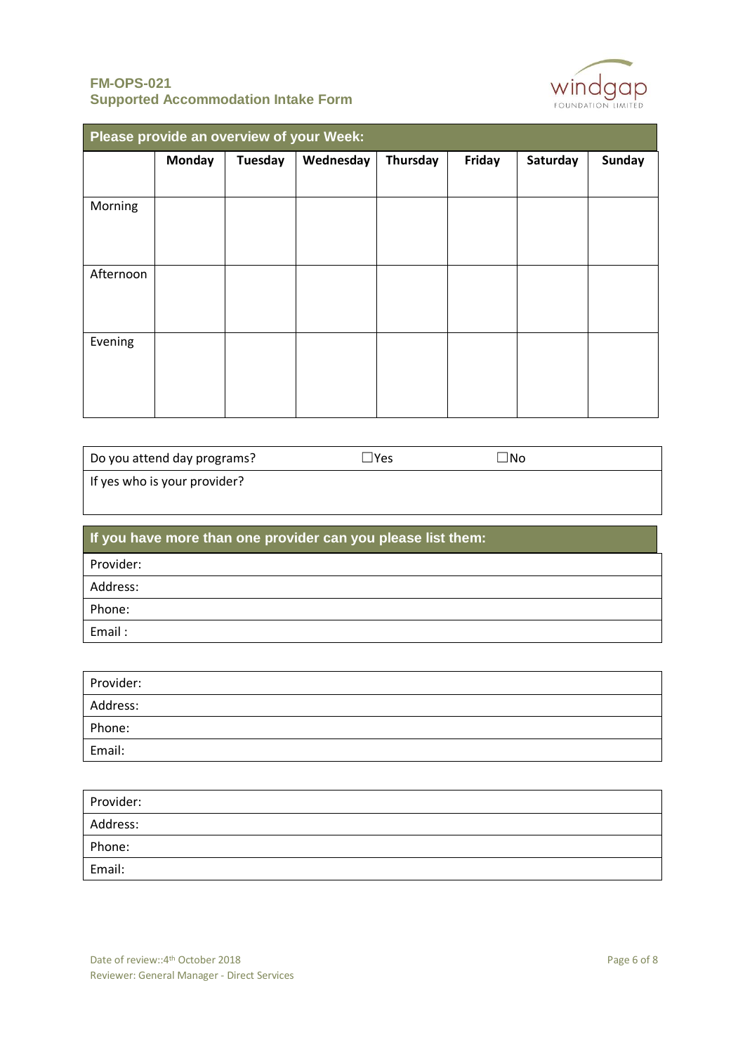## Please provide an overview of your Week:

| | Monday | Tuesday | Wednesday | Thursday | Friday | Saturday | Sunday |
|---|---|---|---|---|---|---|---|
| Morning | | | | | | | |
| Afternoon | | | | | | | |
| Evening | | | | | | | |

| Do you attend day programs? | ☐Yes | ☐No |
|---|---|---|
| If yes who is your provider? | | |

## If you have more than one provider can you please list them:

| |
|---|
| Provider: |
| Address: |
| Phone: |
| Email : |

| |
|---|
| Provider: |
| Address: |
| Phone: |
| Email: |

| |
|---|
| Provider: |
| Address: |
| Phone: |
| Email: |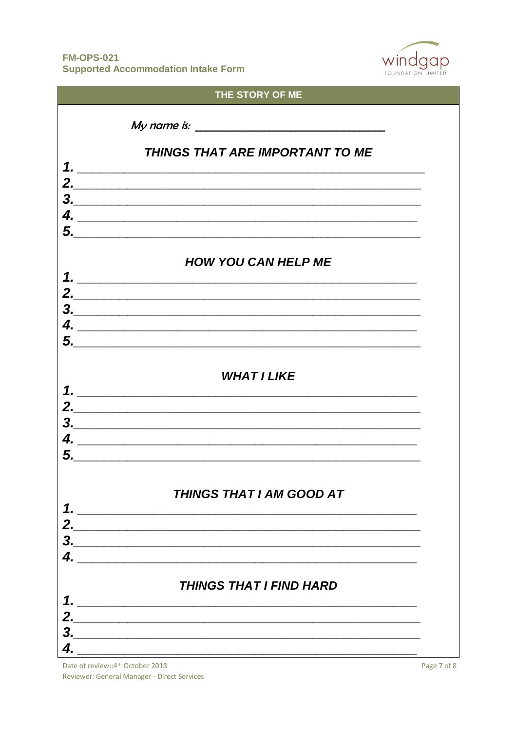## THE STORY OF ME

*My name is:* ______________________________

### *THINGS THAT ARE IMPORTANT TO ME*

1. ____________________________________________________
2. ____________________________________________________
3. ____________________________________________________
4. ____________________________________________________
5. ____________________________________________________

### *HOW YOU CAN HELP ME*

1. ____________________________________________________
2. ____________________________________________________
3. ____________________________________________________
4. ____________________________________________________
5. ____________________________________________________

### *WHAT I LIKE*

1. ____________________________________________________
2. ____________________________________________________
3. ____________________________________________________
4. ____________________________________________________
5. ____________________________________________________

### *THINGS THAT I AM GOOD AT*

1. ____________________________________________________
2. ____________________________________________________
3. ____________________________________________________
4. ____________________________________________________

### *THINGS THAT I FIND HARD*

1. ____________________________________________________
2. ____________________________________________________
3. ____________________________________________________
4. ____________________________________________________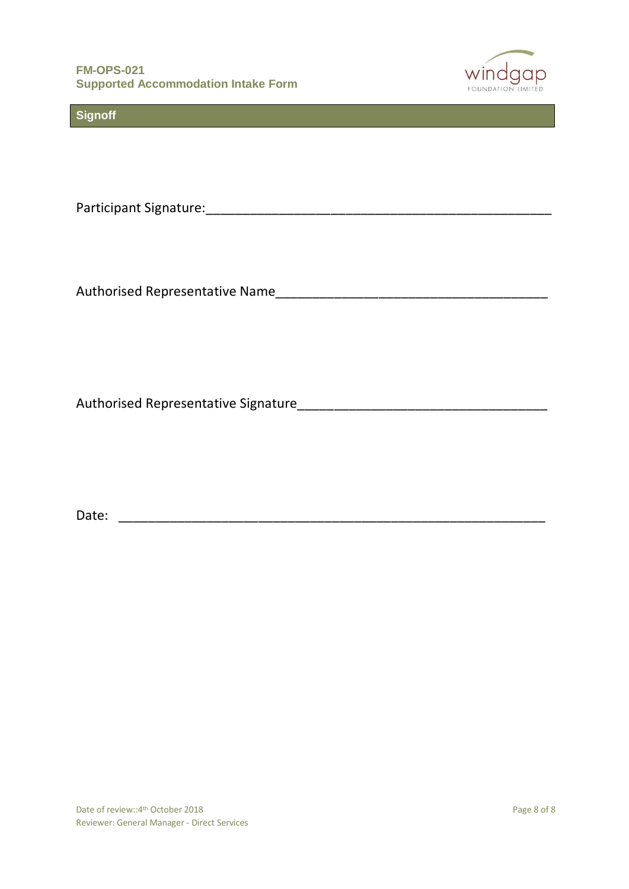## Signoff

Participant Signature:_______________________________________________

Authorised Representative Name_____________________________________

Authorised Representative Signature_________________________________

Date: ____________________________________________________________